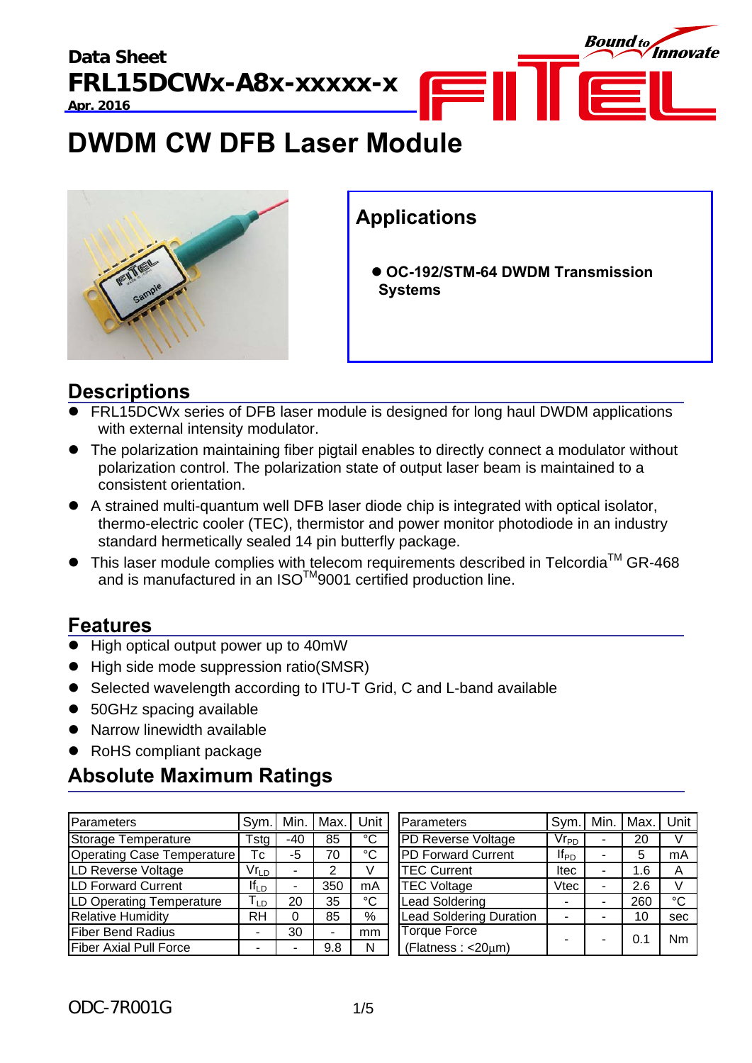**Data Sheet**
**FRL15DCWx-A8x-xxxxx-x**
**Apr. 2016**

# DWDM CW DFB Laser Module

## Applications

- **OC-192/STM-64 DWDM Transmission Systems**

## Descriptions

- FRL15DCWx series of DFB laser module is designed for long haul DWDM applications with external intensity modulator.
- The polarization maintaining fiber pigtail enables to directly connect a modulator without polarization control. The polarization state of output laser beam is maintained to a consistent orientation.
- A strained multi-quantum well DFB laser diode chip is integrated with optical isolator, thermo-electric cooler (TEC), thermistor and power monitor photodiode in an industry standard hermetically sealed 14 pin butterfly package.
- This laser module complies with telecom requirements described in Telcordia™ GR-468 and is manufactured in an ISO™9001 certified production line.

## Features

- High optical output power up to 40mW
- High side mode suppression ratio(SMSR)
- Selected wavelength according to ITU-T Grid, C and L-band available
- 50GHz spacing available
- Narrow linewidth available
- RoHS compliant package

## Absolute Maximum Ratings

| Parameters | Sym. | Min. | Max. | Unit |
|---|---|---|---|---|
| Storage Temperature | Tstg | -40 | 85 | °C |
| Operating Case Temperature | Tc | -5 | 70 | °C |
| LD Reverse Voltage | $Vr_{LD}$ | - | 2 | V |
| LD Forward Current | $If_{LD}$ | - | 350 | mA |
| LD Operating Temperature | $T_{LD}$ | 20 | 35 | °C |
| Relative Humidity | RH | 0 | 85 | % |
| Fiber Bend Radius | - | 30 | - | mm |
| Fiber Axial Pull Force | - | - | 9.8 | N |

| Parameters | Sym. | Min. | Max. | Unit |
|---|---|---|---|---|
| PD Reverse Voltage | $Vr_{PD}$ | - | 20 | V |
| PD Forward Current | $If_{PD}$ | - | 5 | mA |
| TEC Current | Itec | - | 1.6 | A |
| TEC Voltage | Vtec | - | 2.6 | V |
| Lead Soldering | - | - | 260 | °C |
| Lead Soldering Duration | - | - | 10 | sec |
| Torque Force (Flatness : <20μm) | - | - | 0.1 | Nm |

ODC-7R001G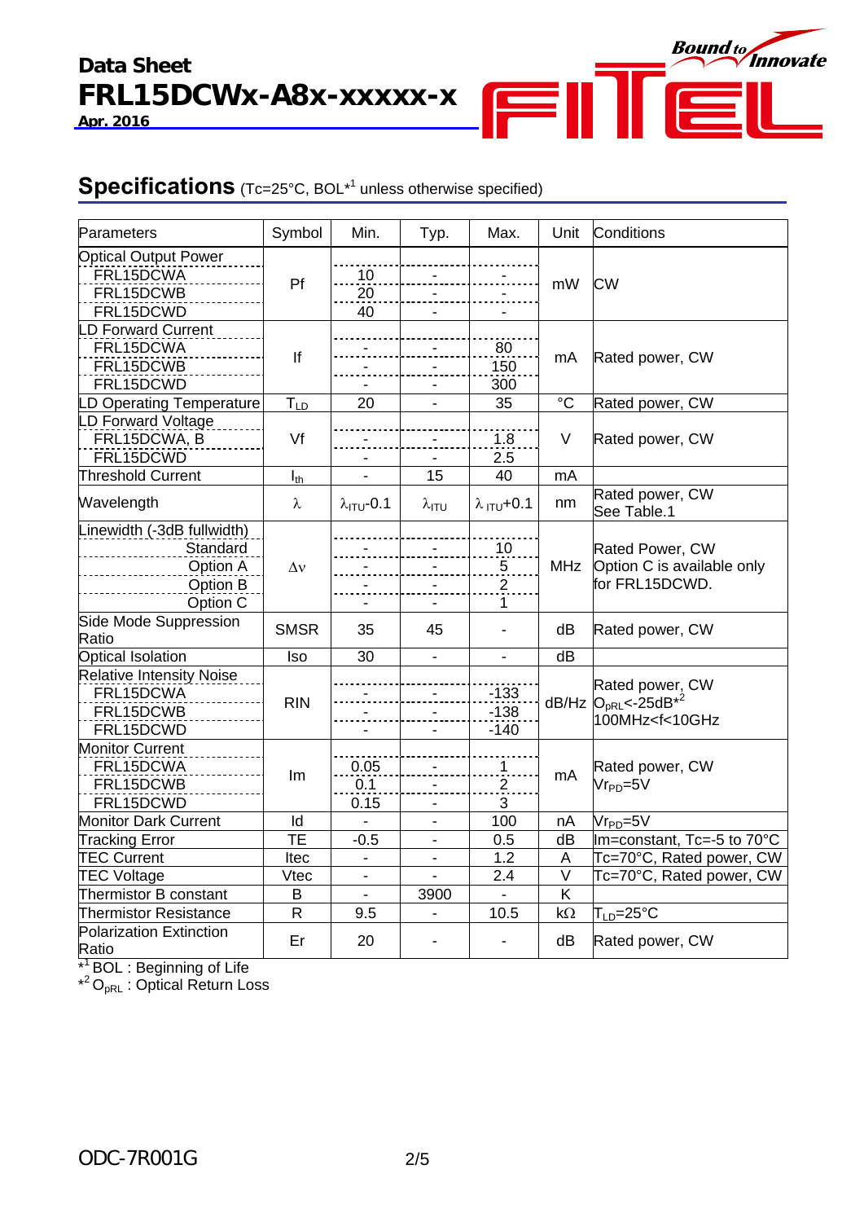## Specifications (Tc=25°C, BOL[*1] unless otherwise specified)

| Parameters | Symbol | Min. | Typ. | Max. | Unit | Conditions |
|---|---|---|---|---|---|---|
| Optical Output Power | $P_f$ | | | | mW | CW |
| FRL15DCWA | | 10 | - | - | | |
| FRL15DCWB | | 20 | - | - | | |
| FRL15DCWD | | 40 | - | - | | |
| LD Forward Current | $I_f$ | | | | mA | Rated power, CW |
| FRL15DCWA | | - | - | 80 | | |
| FRL15DCWB | | - | - | 150 | | |
| FRL15DCWD | | - | - | 300 | | |
| LD Operating Temperature | $T_{LD}$ | 20 | - | 35 | °C | Rated power, CW |
| LD Forward Voltage | $V_f$ | | | | V | Rated power, CW |
| FRL15DCWA, B | | - | - | 1.8 | | |
| FRL15DCWD | | - | - | 2.5 | | |
| Threshold Current | $I_{th}$ | - | 15 | 40 | mA | |
| Wavelength | $\lambda$ | $\lambda_{ITU}$-0.1 | $\lambda_{ITU}$ | $\lambda_{ITU}$+0.1 | nm | Rated power, CW<br>See Table.1 |
| Linewidth (-3dB fullwidth) | $\Delta\nu$ | | | | MHz | Rated Power, CW<br>Option C is available only for FRL15DCWD. |
| Standard | | - | - | 10 | | |
| Option A | | - | - | 5 | | |
| Option B | | - | - | 2 | | |
| Option C | | - | - | 1 | | |
| Side Mode Suppression Ratio | SMSR | 35 | 45 | - | dB | Rated power, CW |
| Optical Isolation | Iso | 30 | - | - | dB | |
| Relative Intensity Noise | RIN | | | | dB/Hz | Rated power, CW<br>$O_{pRL}$<-25dB[*2]<br>100MHz<f<10GHz |
| FRL15DCWA | | - | - | -133 | | |
| FRL15DCWB | | - | - | -138 | | |
| FRL15DCWD | | - | - | -140 | | |
| Monitor Current | Im | | | | mA | Rated power, CW<br>$Vr_{PD}$=5V |
| FRL15DCWA | | 0.05 | - | 1 | | |
| FRL15DCWB | | 0.1 | - | 2 | | |
| FRL15DCWD | | 0.15 | - | 3 | | |
| Monitor Dark Current | Id | - | - | 100 | nA | $Vr_{PD}$=5V |
| Tracking Error | TE | -0.5 | - | 0.5 | dB | Im=constant, Tc=-5 to 70°C |
| TEC Current | Itec | - | - | 1.2 | A | Tc=70°C, Rated power, CW |
| TEC Voltage | Vtec | - | - | 2.4 | V | Tc=70°C, Rated power, CW |
| Thermistor B constant | B | - | 3900 | - | K | |
| Thermistor Resistance | R | 9.5 | - | 10.5 | kΩ | $T_{LD}$=25°C |
| Polarization Extinction Ratio | Er | 20 | - | - | dB | Rated power, CW |

*1 BOL : Beginning of Life
*2 $O_{pRL}$ : Optical Return Loss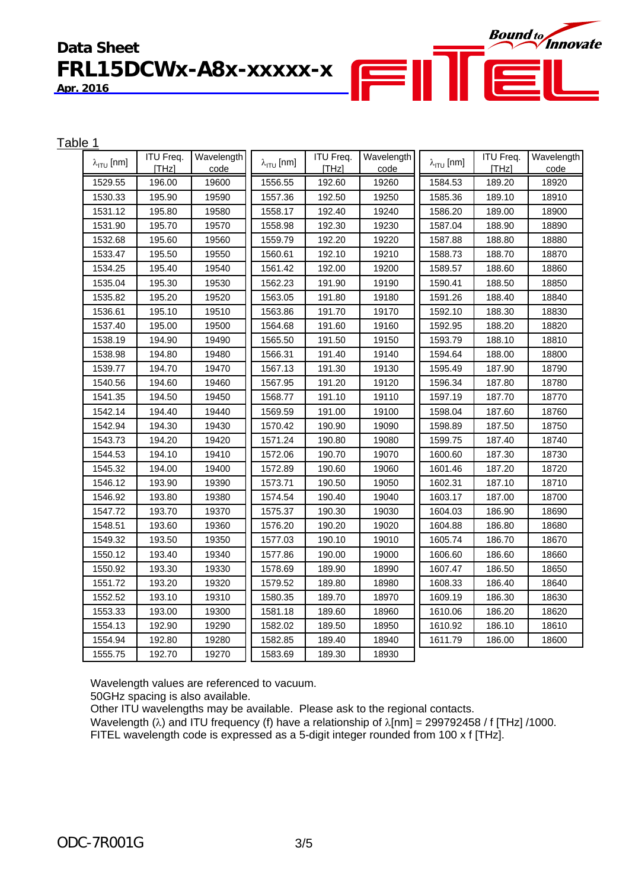Table 1

| $\lambda_{ITU}$ [nm] | ITU Freq. [THz] | Wavelength code | $\lambda_{ITU}$ [nm] | ITU Freq. [THz] | Wavelength code | $\lambda_{ITU}$ [nm] | ITU Freq. [THz] | Wavelength code |
|---|---|---|---|---|---|---|---|---|
| 1529.55 | 196.00 | 19600 | 1556.55 | 192.60 | 19260 | 1584.53 | 189.20 | 18920 |
| 1530.33 | 195.90 | 19590 | 1557.36 | 192.50 | 19250 | 1585.36 | 189.10 | 18910 |
| 1531.12 | 195.80 | 19580 | 1558.17 | 192.40 | 19240 | 1586.20 | 189.00 | 18900 |
| 1531.90 | 195.70 | 19570 | 1558.98 | 192.30 | 19230 | 1587.04 | 188.90 | 18890 |
| 1532.68 | 195.60 | 19560 | 1559.79 | 192.20 | 19220 | 1587.88 | 188.80 | 18880 |
| 1533.47 | 195.50 | 19550 | 1560.61 | 192.10 | 19210 | 1588.73 | 188.70 | 18870 |
| 1534.25 | 195.40 | 19540 | 1561.42 | 192.00 | 19200 | 1589.57 | 188.60 | 18860 |
| 1535.04 | 195.30 | 19530 | 1562.23 | 191.90 | 19190 | 1590.41 | 188.50 | 18850 |
| 1535.82 | 195.20 | 19520 | 1563.05 | 191.80 | 19180 | 1591.26 | 188.40 | 18840 |
| 1536.61 | 195.10 | 19510 | 1563.86 | 191.70 | 19170 | 1592.10 | 188.30 | 18830 |
| 1537.40 | 195.00 | 19500 | 1564.68 | 191.60 | 19160 | 1592.95 | 188.20 | 18820 |
| 1538.19 | 194.90 | 19490 | 1565.50 | 191.50 | 19150 | 1593.79 | 188.10 | 18810 |
| 1538.98 | 194.80 | 19480 | 1566.31 | 191.40 | 19140 | 1594.64 | 188.00 | 18800 |
| 1539.77 | 194.70 | 19470 | 1567.13 | 191.30 | 19130 | 1595.49 | 187.90 | 18790 |
| 1540.56 | 194.60 | 19460 | 1567.95 | 191.20 | 19120 | 1596.34 | 187.80 | 18780 |
| 1541.35 | 194.50 | 19450 | 1568.77 | 191.10 | 19110 | 1597.19 | 187.70 | 18770 |
| 1542.14 | 194.40 | 19440 | 1569.59 | 191.00 | 19100 | 1598.04 | 187.60 | 18760 |
| 1542.94 | 194.30 | 19430 | 1570.42 | 190.90 | 19090 | 1598.89 | 187.50 | 18750 |
| 1543.73 | 194.20 | 19420 | 1571.24 | 190.80 | 19080 | 1599.75 | 187.40 | 18740 |
| 1544.53 | 194.10 | 19410 | 1572.06 | 190.70 | 19070 | 1600.60 | 187.30 | 18730 |
| 1545.32 | 194.00 | 19400 | 1572.89 | 190.60 | 19060 | 1601.46 | 187.20 | 18720 |
| 1546.12 | 193.90 | 19390 | 1573.71 | 190.50 | 19050 | 1602.31 | 187.10 | 18710 |
| 1546.92 | 193.80 | 19380 | 1574.54 | 190.40 | 19040 | 1603.17 | 187.00 | 18700 |
| 1547.72 | 193.70 | 19370 | 1575.37 | 190.30 | 19030 | 1604.03 | 186.90 | 18690 |
| 1548.51 | 193.60 | 19360 | 1576.20 | 190.20 | 19020 | 1604.88 | 186.80 | 18680 |
| 1549.32 | 193.50 | 19350 | 1577.03 | 190.10 | 19010 | 1605.74 | 186.70 | 18670 |
| 1550.12 | 193.40 | 19340 | 1577.86 | 190.00 | 19000 | 1606.60 | 186.60 | 18660 |
| 1550.92 | 193.30 | 19330 | 1578.69 | 189.90 | 18990 | 1607.47 | 186.50 | 18650 |
| 1551.72 | 193.20 | 19320 | 1579.52 | 189.80 | 18980 | 1608.33 | 186.40 | 18640 |
| 1552.52 | 193.10 | 19310 | 1580.35 | 189.70 | 18970 | 1609.19 | 186.30 | 18630 |
| 1553.33 | 193.00 | 19300 | 1581.18 | 189.60 | 18960 | 1610.06 | 186.20 | 18620 |
| 1554.13 | 192.90 | 19290 | 1582.02 | 189.50 | 18950 | 1610.92 | 186.10 | 18610 |
| 1554.94 | 192.80 | 19280 | 1582.85 | 189.40 | 18940 | 1611.79 | 186.00 | 18600 |
| 1555.75 | 192.70 | 19270 | 1583.69 | 189.30 | 18930 | | | |

Wavelength values are referenced to vacuum.
50GHz spacing is also available.
Other ITU wavelengths may be available. Please ask to the regional contacts.
Wavelength ($\lambda$) and ITU frequency (f) have a relationship of $\lambda$[nm] = 299792458 / f [THz] /1000.
FITEL wavelength code is expressed as a 5-digit integer rounded from 100 x f [THz].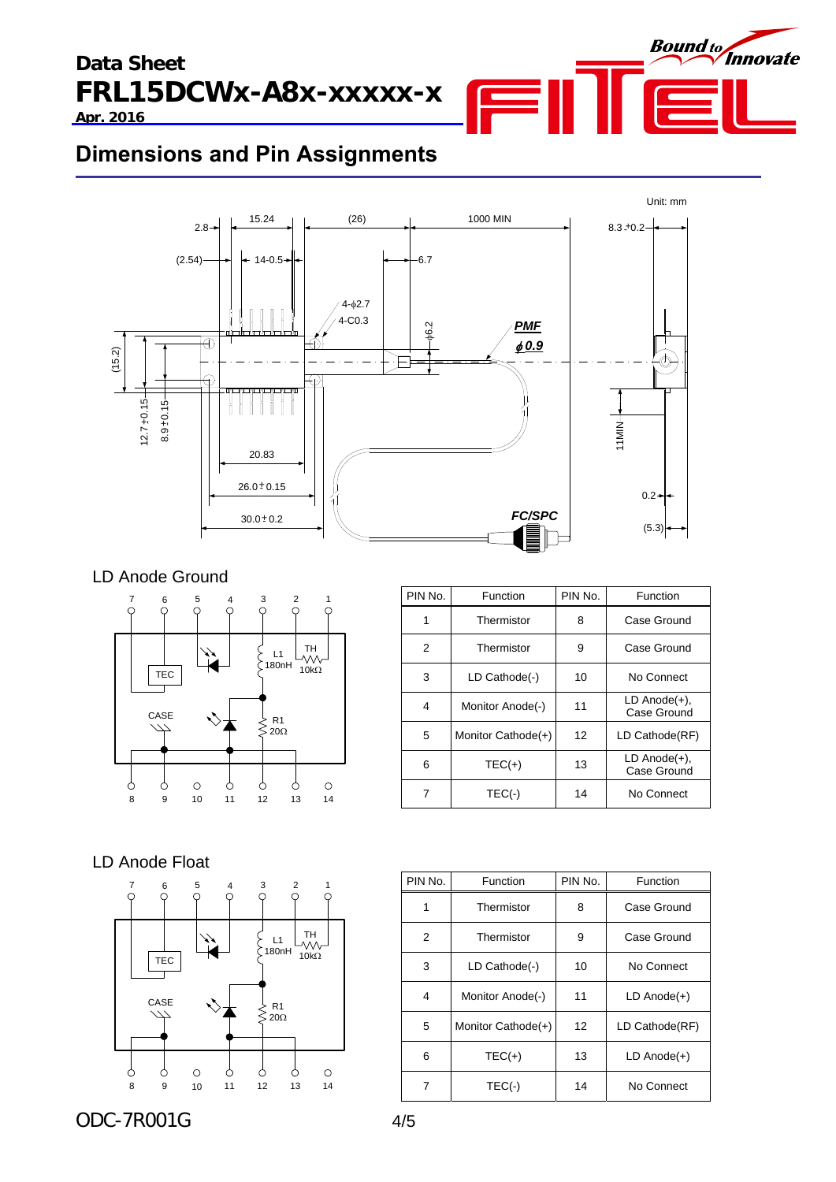## Dimensions and Pin Assignments

Unit: mm

### LD Anode Ground

| PIN No. | Function | PIN No. | Function |
|---|---|---|---|
| 1 | Thermistor | 8 | Case Ground |
| 2 | Thermistor | 9 | Case Ground |
| 3 | LD Cathode(-) | 10 | No Connect |
| 4 | Monitor Anode(-) | 11 | LD Anode(+), Case Ground |
| 5 | Monitor Cathode(+) | 12 | LD Cathode(RF) |
| 6 | TEC(+) | 13 | LD Anode(+), Case Ground |
| 7 | TEC(-) | 14 | No Connect |

### LD Anode Float

| PIN No. | Function | PIN No. | Function |
|---|---|---|---|
| 1 | Thermistor | 8 | Case Ground |
| 2 | Thermistor | 9 | Case Ground |
| 3 | LD Cathode(-) | 10 | No Connect |
| 4 | Monitor Anode(-) | 11 | LD Anode(+) |
| 5 | Monitor Cathode(+) | 12 | LD Cathode(RF) |
| 6 | TEC(+) | 13 | LD Anode(+) |
| 7 | TEC(-) | 14 | No Connect |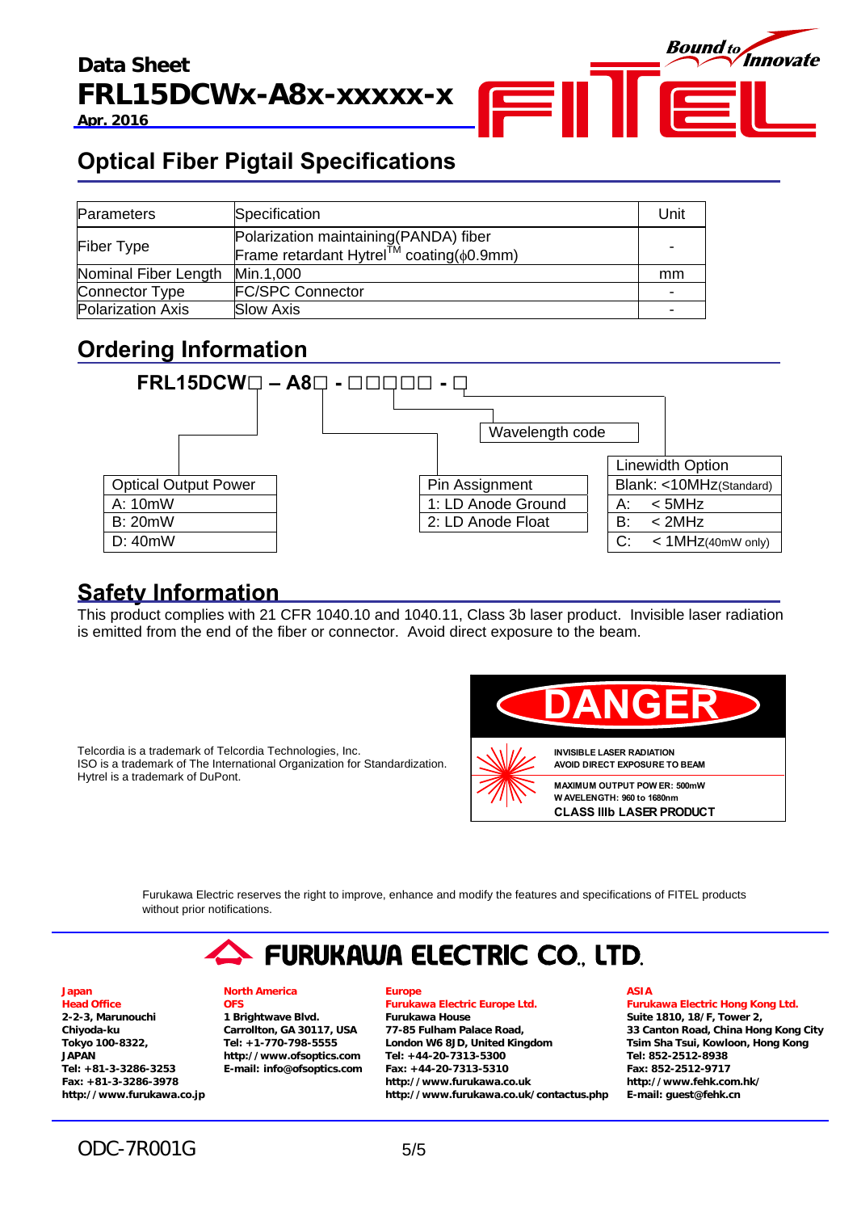# Data Sheet
# FRL15DCWx-A8x-xxxxx-x

Apr. 2016

## Optical Fiber Pigtail Specifications

| Parameters | Specification | Unit |
|---|---|---|
| Fiber Type | Polarization maintaining(PANDA) fiber<br>Frame retardant Hytrel™ coating(ϕ0.9mm) | - |
| Nominal Fiber Length | Min.1,000 | mm |
| Connector Type | FC/SPC Connector | - |
| Polarization Axis | Slow Axis | - |

## Ordering Information

FRL15DCW□ – A8□ - □□□□□ - □

| Optical Output Power |
|---|
| A: 10mW |
| B: 20mW |
| D: 40mW |

| Pin Assignment |
|---|
| 1: LD Anode Ground |
| 2: LD Anode Float |

Wavelength code

| Linewidth Option | |
|---|---|
| Blank: | <10MHz(Standard) |
| A: | < 5MHz |
| B: | < 2MHz |
| C: | < 1MHz(40mW only) |

## Safety Information

This product complies with 21 CFR 1040.10 and 1040.11, Class 3b laser product. Invisible laser radiation is emitted from the end of the fiber or connector. Avoid direct exposure to the beam.

DANGER

INVISIBLE LASER RADIATION
AVOID DIRECT EXPOSURE TO BEAM

MAXIMUM OUTPUT POWER: 500mW
WAVELENGTH: 960 to 1680nm
CLASS IIIb LASER PRODUCT

Telcordia is a trademark of Telcordia Technologies, Inc.
ISO is a trademark of The International Organization for Standardization.
Hytrel is a trademark of DuPont.

Furukawa Electric reserves the right to improve, enhance and modify the features and specifications of FITEL products without prior notifications.

FURUKAWA ELECTRIC CO., LTD.

**Japan**
**Head Office**
2-2-3, Marunouchi
Chiyoda-ku
Tokyo 100-8322,
JAPAN
Tel: +81-3-3286-3253
Fax: +81-3-3286-3978
http://www.furukawa.co.jp

**North America**
**OFS**
1 Brightwave Blvd.
Carrollton, GA 30117, USA
Tel: +1-770-798-5555
http://www.ofsoptics.com
E-mail: info@ofsoptics.com

**Europe**
**Furukawa Electric Europe Ltd.**
Furukawa House
77-85 Fulham Palace Road,
London W6 8JD, United Kingdom
Tel: +44-20-7313-5300
Fax: +44-20-7313-5310
http://www.furukawa.co.uk
http://www.furukawa.co.uk/contactus.php

**ASIA**
**Furukawa Electric Hong Kong Ltd.**
Suite 1810, 18/F, Tower 2,
33 Canton Road, China Hong Kong City
Tsim Sha Tsui, Kowloon, Hong Kong
Tel: 852-2512-8938
Fax: 852-2512-9717
http://www.fehk.com.hk/
E-mail: guest@fehk.cn

ODC-7R001G